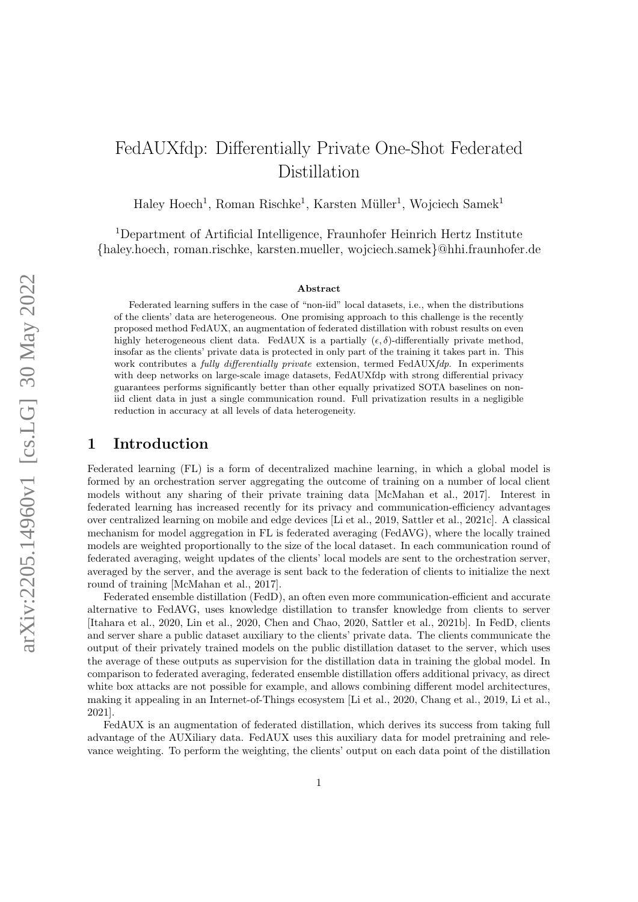# FedAUXfdp: Differentially Private One-Shot Federated Distillation

Haley Hoech[1], Roman Rischke[1], Karsten Müller[1], Wojciech Samek[1]

[1]Department of Artificial Intelligence, Fraunhofer Heinrich Hertz Institute
{haley.hoech, roman.rischke, karsten.mueller, wojciech.samek}@hhi.fraunhofer.de

### Abstract

Federated learning suffers in the case of "non-iid" local datasets, i.e., when the distributions of the clients' data are heterogeneous. One promising approach to this challenge is the recently proposed method FedAUX, an augmentation of federated distillation with robust results on even highly heterogeneous client data. FedAUX is a partially $(\epsilon, \delta)$-differentially private method, insofar as the clients' private data is protected in only part of the training it takes part in. This work contributes a *fully differentially private* extension, termed FedAUX*fdp*. In experiments with deep networks on large-scale image datasets, FedAUXfdp with strong differential privacy guarantees performs significantly better than other equally privatized SOTA baselines on non-iid client data in just a single communication round. Full privatization results in a negligible reduction in accuracy at all levels of data heterogeneity.

## 1 Introduction

Federated learning (FL) is a form of decentralized machine learning, in which a global model is formed by an orchestration server aggregating the outcome of training on a number of local client models without any sharing of their private training data [McMahan et al., 2017]. Interest in federated learning has increased recently for its privacy and communication-efficiency advantages over centralized learning on mobile and edge devices [Li et al., 2019, Sattler et al., 2021c]. A classical mechanism for model aggregation in FL is federated averaging (FedAVG), where the locally trained models are weighted proportionally to the size of the local dataset. In each communication round of federated averaging, weight updates of the clients' local models are sent to the orchestration server, averaged by the server, and the average is sent back to the federation of clients to initialize the next round of training [McMahan et al., 2017].

Federated ensemble distillation (FedD), an often even more communication-efficient and accurate alternative to FedAVG, uses knowledge distillation to transfer knowledge from clients to server [Itahara et al., 2020, Lin et al., 2020, Chen and Chao, 2020, Sattler et al., 2021b]. In FedD, clients and server share a public dataset auxiliary to the clients' private data. The clients communicate the output of their privately trained models on the public distillation dataset to the server, which uses the average of these outputs as supervision for the distillation data in training the global model. In comparison to federated averaging, federated ensemble distillation offers additional privacy, as direct white box attacks are not possible for example, and allows combining different model architectures, making it appealing in an Internet-of-Things ecosystem [Li et al., 2020, Chang et al., 2019, Li et al., 2021].

FedAUX is an augmentation of federated distillation, which derives its success from taking full advantage of the AUXiliary data. FedAUX uses this auxiliary data for model pretraining and relevance weighting. To perform the weighting, the clients' output on each data point of the distillation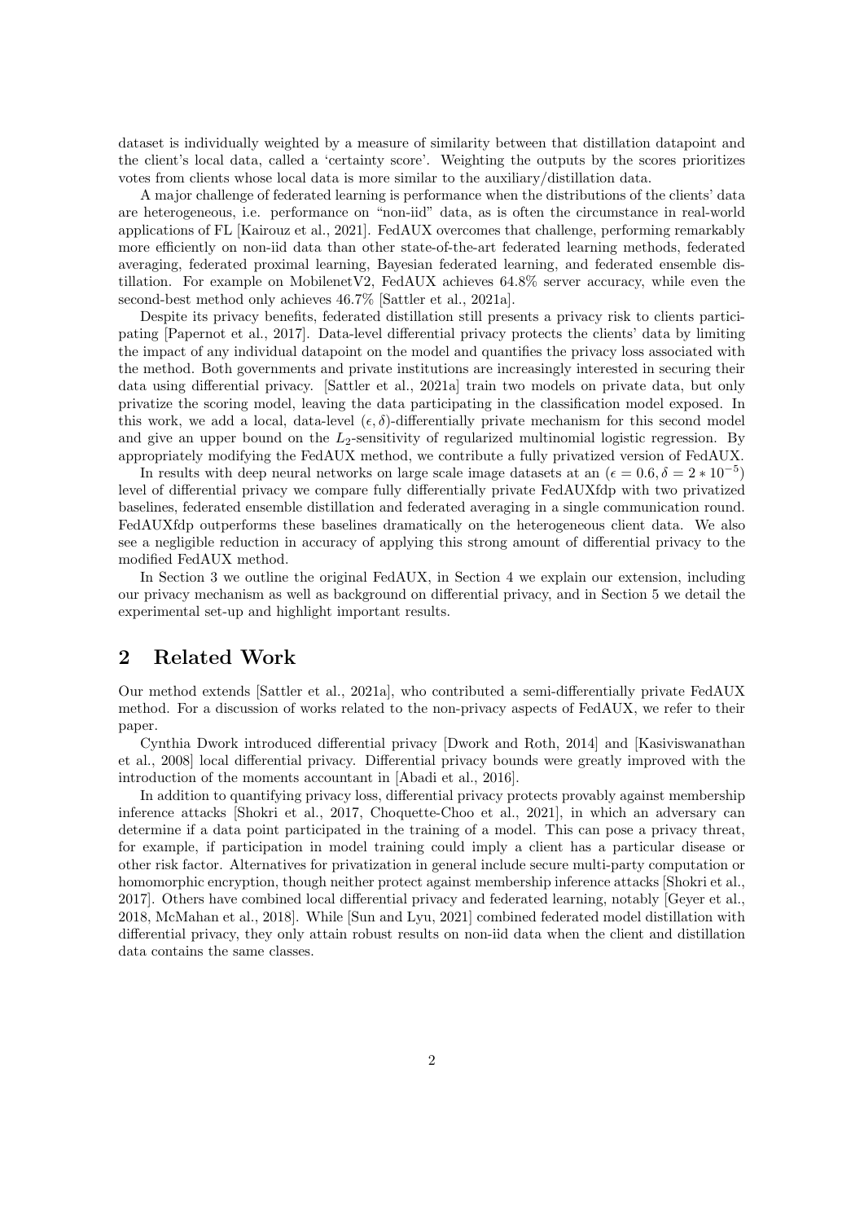dataset is individually weighted by a measure of similarity between that distillation datapoint and the client's local data, called a 'certainty score'. Weighting the outputs by the scores prioritizes votes from clients whose local data is more similar to the auxiliary/distillation data.

A major challenge of federated learning is performance when the distributions of the clients' data are heterogeneous, i.e. performance on "non-iid" data, as is often the circumstance in real-world applications of FL [Kairouz et al., 2021]. FedAUX overcomes that challenge, performing remarkably more efficiently on non-iid data than other state-of-the-art federated learning methods, federated averaging, federated proximal learning, Bayesian federated learning, and federated ensemble distillation. For example on MobilenetV2, FedAUX achieves 64.8% server accuracy, while even the second-best method only achieves 46.7% [Sattler et al., 2021a].

Despite its privacy benefits, federated distillation still presents a privacy risk to clients participating [Papernot et al., 2017]. Data-level differential privacy protects the clients' data by limiting the impact of any individual datapoint on the model and quantifies the privacy loss associated with the method. Both governments and private institutions are increasingly interested in securing their data using differential privacy. [Sattler et al., 2021a] train two models on private data, but only privatize the scoring model, leaving the data participating in the classification model exposed. In this work, we add a local, data-level $(\epsilon, \delta)$-differentially private mechanism for this second model and give an upper bound on the $L_2$-sensitivity of regularized multinomial logistic regression. By appropriately modifying the FedAUX method, we contribute a fully privatized version of FedAUX.

In results with deep neural networks on large scale image datasets at an $(\epsilon = 0.6, \delta = 2 * 10^{-5})$ level of differential privacy we compare fully differentially private FedAUXfdp with two privatized baselines, federated ensemble distillation and federated averaging in a single communication round. FedAUXfdp outperforms these baselines dramatically on the heterogeneous client data. We also see a negligible reduction in accuracy of applying this strong amount of differential privacy to the modified FedAUX method.

In Section 3 we outline the original FedAUX, in Section 4 we explain our extension, including our privacy mechanism as well as background on differential privacy, and in Section 5 we detail the experimental set-up and highlight important results.

## 2 Related Work

Our method extends [Sattler et al., 2021a], who contributed a semi-differentially private FedAUX method. For a discussion of works related to the non-privacy aspects of FedAUX, we refer to their paper.

Cynthia Dwork introduced differential privacy [Dwork and Roth, 2014] and [Kasiviswanathan et al., 2008] local differential privacy. Differential privacy bounds were greatly improved with the introduction of the moments accountant in [Abadi et al., 2016].

In addition to quantifying privacy loss, differential privacy protects provably against membership inference attacks [Shokri et al., 2017, Choquette-Choo et al., 2021], in which an adversary can determine if a data point participated in the training of a model. This can pose a privacy threat, for example, if participation in model training could imply a client has a particular disease or other risk factor. Alternatives for privatization in general include secure multi-party computation or homomorphic encryption, though neither protect against membership inference attacks [Shokri et al., 2017]. Others have combined local differential privacy and federated learning, notably [Geyer et al., 2018, McMahan et al., 2018]. While [Sun and Lyu, 2021] combined federated model distillation with differential privacy, they only attain robust results on non-iid data when the client and distillation data contains the same classes.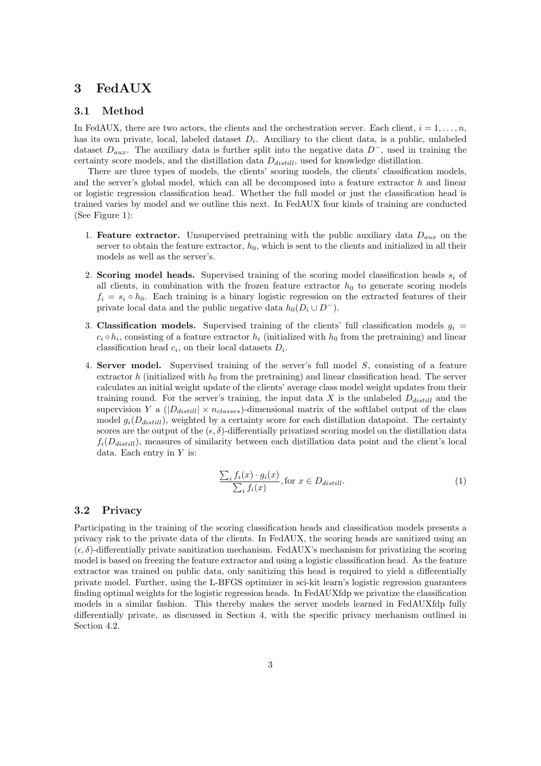# 3 FedAUX

## 3.1 Method

In FedAUX, there are two actors, the clients and the orchestration server. Each client, $i = 1, \ldots, n$, has its own private, local, labeled dataset $D_i$. Auxiliary to the client data, is a public, unlabeled dataset $D_{aux}$. The auxiliary data is further split into the negative data $D^-$, used in training the certainty score models, and the distillation data $D_{distill}$, used for knowledge distillation.

There are three types of models, the clients' scoring models, the clients' classification models, and the server's global model, which can all be decomposed into a feature extractor $h$ and linear or logistic regression classification head. Whether the full model or just the classification head is trained varies by model and we outline this next. In FedAUX four kinds of training are conducted (See Figure 1):

1. **Feature extractor.** Unsupervised pretraining with the public auxiliary data $D_{aux}$ on the server to obtain the feature extractor, $h_0$, which is sent to the clients and initialized in all their models as well as the server's.
2. **Scoring model heads.** Supervised training of the scoring model classification heads $s_i$ of all clients, in combination with the frozen feature extractor $h_0$ to generate scoring models $f_i = s_i \circ h_0$. Each training is a binary logistic regression on the extracted features of their private local data and the public negative data $h_0(D_i \cup D^-)$.
3. **Classification models.** Supervised training of the clients' full classification models $g_i = c_i \circ h_i$, consisting of a feature extractor $h_i$ (initialized with $h_0$ from the pretraining) and linear classification head $c_i$, on their local datasets $D_i$.
4. **Server model.** Supervised training of the server's full model $S$, consisting of a feature extractor $h$ (initialized with $h_0$ from the pretraining) and linear classification head. The server calculates an initial weight update of the clients' average class model weight updates from their training round. For the server's training, the input data $X$ is the unlabeled $D_{distill}$ and the supervision $Y$ a $(|D_{distill}| \times n_{classes})$-dimensional matrix of the softlabel output of the class model $g_i(D_{distill})$, weighted by a certainty score for each distillation datapoint. The certainty scores are the output of the $(\epsilon, \delta)$-differentially privatized scoring model on the distillation data $f_i(D_{distill})$, measures of similarity between each distillation data point and the client's local data. Each entry in $Y$ is:

$$\frac{\sum_i f_i(x) \cdot g_i(x)}{\sum_i f_i(x)}, \text{for } x \in D_{distill}. \tag{1}$$

## 3.2 Privacy

Participating in the training of the scoring classification heads and classification models presents a privacy risk to the private data of the clients. In FedAUX, the scoring heads are sanitized using an $(\epsilon, \delta)$-differentially private sanitization mechanism. FedAUX's mechanism for privatizing the scoring model is based on freezing the feature extractor and using a logistic classification head. As the feature extractor was trained on public data, only sanitizing this head is required to yield a differentially private model. Further, using the L-BFGS optimizer in sci-kit learn's logistic regression guarantees finding optimal weights for the logistic regression heads. In FedAUXfdp we privatize the classification models in a similar fashion. This thereby makes the server models learned in FedAUXfdp fully differentially private, as discussed in Section 4, with the specific privacy mechanism outlined in Section 4.2.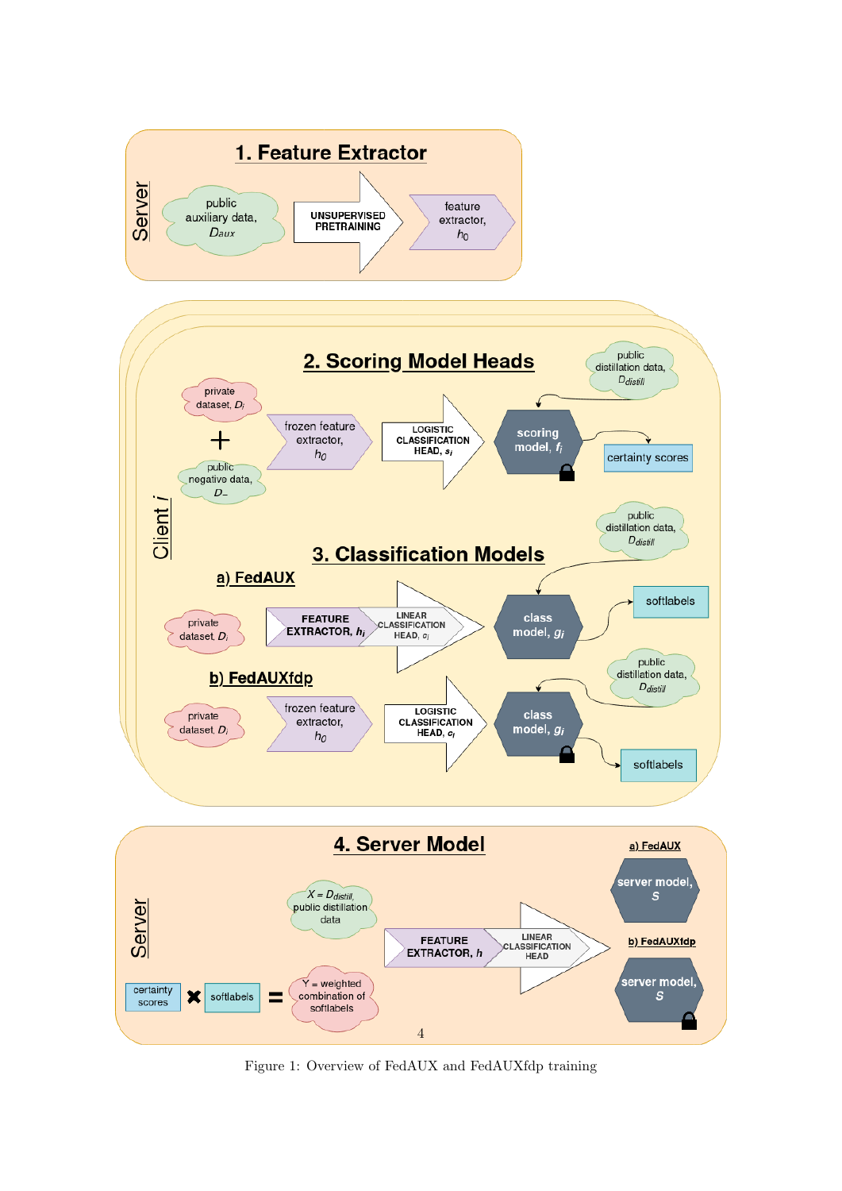Figure 1: Overview of FedAUX and FedAUXfdp training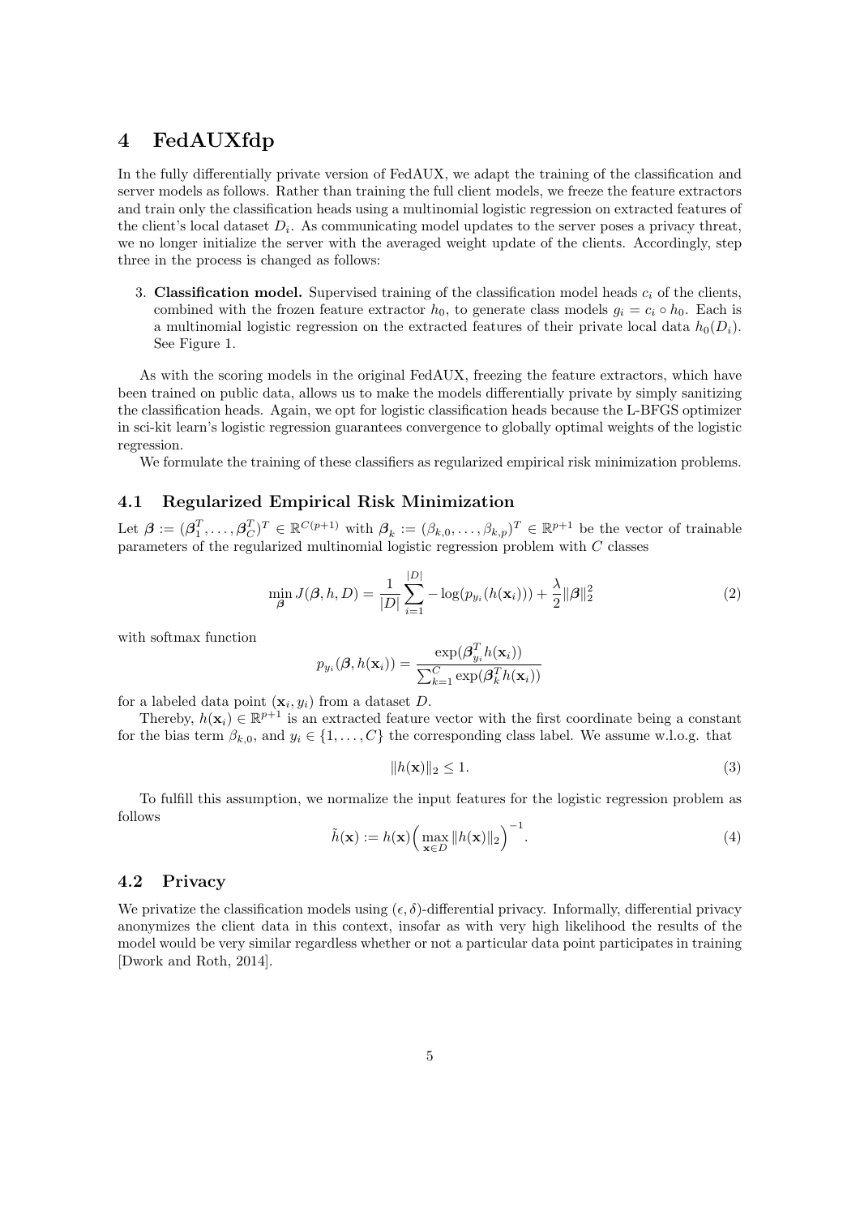# 4 FedAUXfdp

In the fully differentially private version of FedAUX, we adapt the training of the classification and server models as follows. Rather than training the full client models, we freeze the feature extractors and train only the classification heads using a multinomial logistic regression on extracted features of the client's local dataset $D_i$. As communicating model updates to the server poses a privacy threat, we no longer initialize the server with the averaged weight update of the clients. Accordingly, step three in the process is changed as follows:

3. **Classification model.** Supervised training of the classification model heads $c_i$ of the clients, combined with the frozen feature extractor $h_0$, to generate class models $g_i = c_i \circ h_0$. Each is a multinomial logistic regression on the extracted features of their private local data $h_0(D_i)$. See Figure 1.

As with the scoring models in the original FedAUX, freezing the feature extractors, which have been trained on public data, allows us to make the models differentially private by simply sanitizing the classification heads. Again, we opt for logistic classification heads because the L-BFGS optimizer in sci-kit learn's logistic regression guarantees convergence to globally optimal weights of the logistic regression.

We formulate the training of these classifiers as regularized empirical risk minimization problems.

## 4.1 Regularized Empirical Risk Minimization

Let $\boldsymbol{\beta} := (\boldsymbol{\beta}_1^T, \ldots, \boldsymbol{\beta}_C^T)^T \in \mathbb{R}^{C(p+1)}$ with $\boldsymbol{\beta}_k := (\beta_{k,0}, \ldots, \beta_{k,p})^T \in \mathbb{R}^{p+1}$ be the vector of trainable parameters of the regularized multinomial logistic regression problem with $C$ classes

$$\min_{\boldsymbol{\beta}} J(\boldsymbol{\beta}, h, D) = \frac{1}{|D|} \sum_{i=1}^{|D|} -\log(p_{y_i}(h(\mathbf{x}_i))) + \frac{\lambda}{2} \|\boldsymbol{\beta}\|_2^2 \tag{2}$$

with softmax function

$$p_{y_i}(\boldsymbol{\beta}, h(\mathbf{x}_i)) = \frac{\exp(\boldsymbol{\beta}_{y_i}^T h(\mathbf{x}_i))}{\sum_{k=1}^{C} \exp(\boldsymbol{\beta}_k^T h(\mathbf{x}_i))}$$

for a labeled data point $(\mathbf{x}_i, y_i)$ from a dataset $D$.

Thereby, $h(\mathbf{x}_i) \in \mathbb{R}^{p+1}$ is an extracted feature vector with the first coordinate being a constant for the bias term $\beta_{k,0}$, and $y_i \in \{1, \ldots, C\}$ the corresponding class label. We assume w.l.o.g. that

$$\|h(\mathbf{x})\|_2 \leq 1. \tag{3}$$

To fulfill this assumption, we normalize the input features for the logistic regression problem as follows

$$\tilde{h}(\mathbf{x}) := h(\mathbf{x}) \Big( \max_{\mathbf{x} \in D} \|h(\mathbf{x})\|_2 \Big)^{-1}. \tag{4}$$

## 4.2 Privacy

We privatize the classification models using $(\epsilon, \delta)$-differential privacy. Informally, differential privacy anonymizes the client data in this context, insofar as with very high likelihood the results of the model would be very similar regardless whether or not a particular data point participates in training [Dwork and Roth, 2014].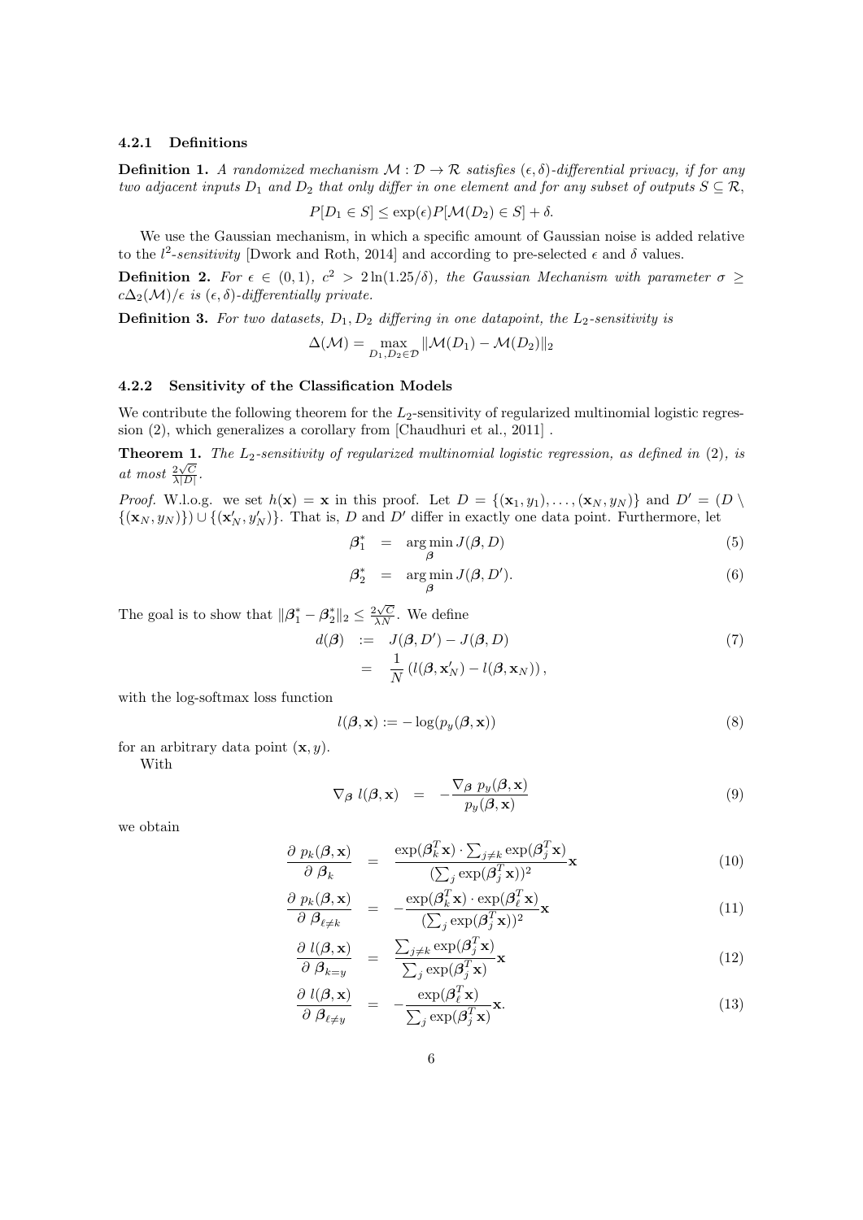#### 4.2.1 Definitions

**Definition 1.** *A randomized mechanism $\mathcal{M} : \mathcal{D} \to \mathcal{R}$ satisfies $(\epsilon, \delta)$-differential privacy, if for any two adjacent inputs $D_1$ and $D_2$ that only differ in one element and for any subset of outputs $S \subseteq \mathcal{R}$,*

$$P[D_1 \in S] \leq \exp(\epsilon) P[\mathcal{M}(D_2) \in S] + \delta.$$

We use the Gaussian mechanism, in which a specific amount of Gaussian noise is added relative to the $l^2$-*sensitivity* [Dwork and Roth, 2014] and according to pre-selected $\epsilon$ and $\delta$ values.

**Definition 2.** *For $\epsilon \in (0,1)$, $c^2 > 2\ln(1.25/\delta)$, the Gaussian Mechanism with parameter $\sigma \geq c\Delta_2(\mathcal{M})/\epsilon$ is $(\epsilon, \delta)$-differentially private.*

**Definition 3.** *For two datasets, $D_1, D_2$ differing in one datapoint, the $L_2$-sensitivity is*

$$\Delta(\mathcal{M}) = \max_{D_1, D_2 \in \mathcal{D}} \|\mathcal{M}(D_1) - \mathcal{M}(D_2)\|_2$$

#### 4.2.2 Sensitivity of the Classification Models

We contribute the following theorem for the $L_2$-sensitivity of regularized multinomial logistic regression (2), which generalizes a corollary from [Chaudhuri et al., 2011] .

**Theorem 1.** *The $L_2$-sensitivity of regularized multinomial logistic regression, as defined in (2), is at most $\frac{2\sqrt{C}}{\lambda|D|}$.*

*Proof.* W.l.o.g. we set $h(\mathbf{x}) = \mathbf{x}$ in this proof. Let $D = \{(\mathbf{x}_1, y_1), \ldots, (\mathbf{x}_N, y_N)\}$ and $D' = (D \setminus \{(\mathbf{x}_N, y_N)\}) \cup \{(\mathbf{x}'_N, y'_N)\}$. That is, $D$ and $D'$ differ in exactly one data point. Furthermore, let

$$\boldsymbol{\beta}_1^* = \arg\min_{\boldsymbol{\beta}} J(\boldsymbol{\beta}, D) \tag{5}$$

$$\boldsymbol{\beta}_2^* = \arg\min_{\boldsymbol{\beta}} J(\boldsymbol{\beta}, D'). \tag{6}$$

The goal is to show that $\|\boldsymbol{\beta}_1^* - \boldsymbol{\beta}_2^*\|_2 \leq \frac{2\sqrt{C}}{\lambda N}$. We define

$$\begin{aligned} d(\boldsymbol{\beta}) &:= J(\boldsymbol{\beta}, D') - J(\boldsymbol{\beta}, D) \qquad (7)\\ &= \frac{1}{N}\left(l(\boldsymbol{\beta}, \mathbf{x}'_N) - l(\boldsymbol{\beta}, \mathbf{x}_N)\right), \end{aligned}$$

with the log-softmax loss function

$$l(\boldsymbol{\beta}, \mathbf{x}) := -\log(p_y(\boldsymbol{\beta}, \mathbf{x})) \tag{8}$$

for an arbitrary data point $(\mathbf{x}, y)$.

With

$$\nabla_{\boldsymbol{\beta}}\, l(\boldsymbol{\beta}, \mathbf{x}) = -\frac{\nabla_{\boldsymbol{\beta}}\, p_y(\boldsymbol{\beta}, \mathbf{x})}{p_y(\boldsymbol{\beta}, \mathbf{x})} \tag{9}$$

we obtain

$$\frac{\partial\, p_k(\boldsymbol{\beta}, \mathbf{x})}{\partial\, \boldsymbol{\beta}_k} = \frac{\exp(\boldsymbol{\beta}_k^T \mathbf{x}) \cdot \sum_{j \neq k} \exp(\boldsymbol{\beta}_j^T \mathbf{x})}{(\sum_j \exp(\boldsymbol{\beta}_j^T \mathbf{x}))^2} \mathbf{x} \tag{10}$$

$$\frac{\partial\, p_k(\boldsymbol{\beta}, \mathbf{x})}{\partial\, \boldsymbol{\beta}_{\ell \neq k}} = -\frac{\exp(\boldsymbol{\beta}_k^T \mathbf{x}) \cdot \exp(\boldsymbol{\beta}_\ell^T \mathbf{x})}{(\sum_j \exp(\boldsymbol{\beta}_j^T \mathbf{x}))^2} \mathbf{x} \tag{11}$$

$$\frac{\partial\, l(\boldsymbol{\beta}, \mathbf{x})}{\partial\, \boldsymbol{\beta}_{k=y}} = \frac{\sum_{j \neq k} \exp(\boldsymbol{\beta}_j^T \mathbf{x})}{\sum_j \exp(\boldsymbol{\beta}_j^T \mathbf{x})} \mathbf{x} \tag{12}$$

$$\frac{\partial\, l(\boldsymbol{\beta}, \mathbf{x})}{\partial\, \boldsymbol{\beta}_{\ell \neq y}} = -\frac{\exp(\boldsymbol{\beta}_\ell^T \mathbf{x})}{\sum_j \exp(\boldsymbol{\beta}_j^T \mathbf{x})} \mathbf{x}. \tag{13}$$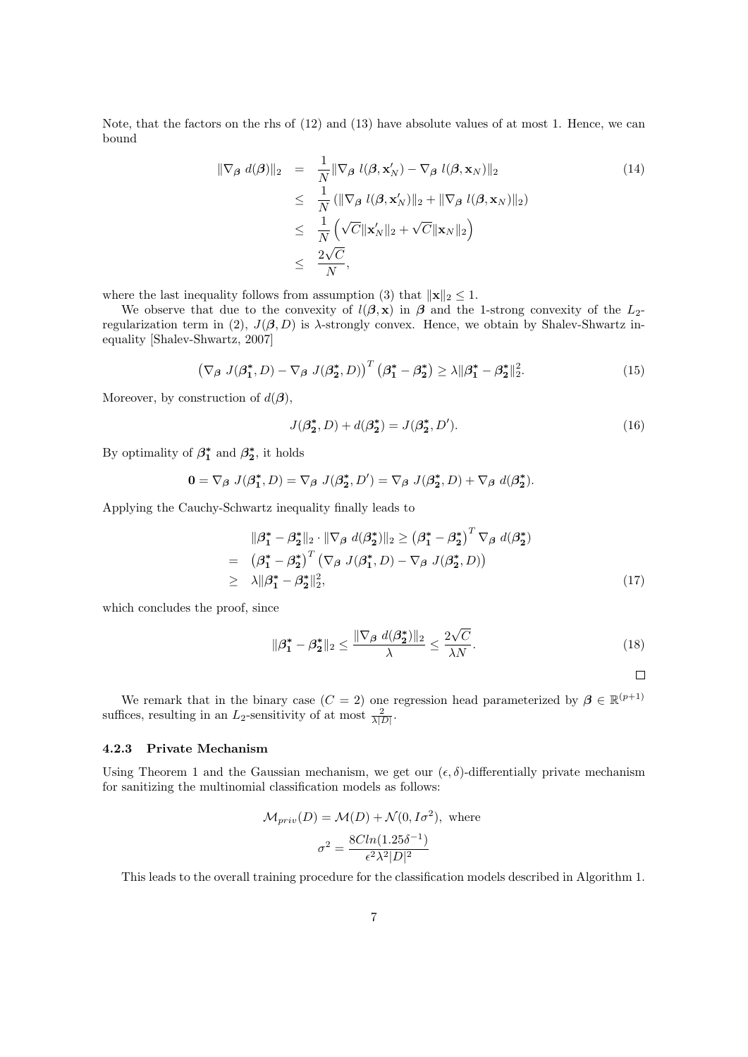Note, that the factors on the rhs of (12) and (13) have absolute values of at most 1. Hence, we can bound

$$
\begin{aligned}
\|\nabla_{\boldsymbol{\beta}}\ d(\boldsymbol{\beta})\|_2 &= \frac{1}{N}\|\nabla_{\boldsymbol{\beta}}\ l(\boldsymbol{\beta}, \mathbf{x}'_N) - \nabla_{\boldsymbol{\beta}}\ l(\boldsymbol{\beta}, \mathbf{x}_N)\|_2 \\
&\leq \frac{1}{N}\left(\|\nabla_{\boldsymbol{\beta}}\ l(\boldsymbol{\beta}, \mathbf{x}'_N)\|_2 + \|\nabla_{\boldsymbol{\beta}}\ l(\boldsymbol{\beta}, \mathbf{x}_N)\|_2\right) \\
&\leq \frac{1}{N}\left(\sqrt{C}\|\mathbf{x}'_N\|_2 + \sqrt{C}\|\mathbf{x}_N\|_2\right) \\
&\leq \frac{2\sqrt{C}}{N},
\end{aligned}
\tag{14}
$$

where the last inequality follows from assumption (3) that $\|\mathbf{x}\|_2 \leq 1$.

We observe that due to the convexity of $l(\boldsymbol{\beta}, \mathbf{x})$ in $\boldsymbol{\beta}$ and the 1-strong convexity of the $L_2$-regularization term in (2), $J(\boldsymbol{\beta}, D)$ is $\lambda$-strongly convex. Hence, we obtain by Shalev-Shwartz inequality [Shalev-Shwartz, 2007]

$$
\left(\nabla_{\boldsymbol{\beta}}\ J(\boldsymbol{\beta}_1^*, D) - \nabla_{\boldsymbol{\beta}}\ J(\boldsymbol{\beta}_2^*, D)\right)^T \left(\boldsymbol{\beta}_1^* - \boldsymbol{\beta}_2^*\right) \geq \lambda \|\boldsymbol{\beta}_1^* - \boldsymbol{\beta}_2^*\|_2^2. \tag{15}
$$

Moreover, by construction of $d(\boldsymbol{\beta})$,

$$
J(\boldsymbol{\beta}_2^*, D) + d(\boldsymbol{\beta}_2^*) = J(\boldsymbol{\beta}_2^*, D'). \tag{16}
$$

By optimality of $\boldsymbol{\beta}_1^*$ and $\boldsymbol{\beta}_2^*$, it holds

$$
\mathbf{0} = \nabla_{\boldsymbol{\beta}}\ J(\boldsymbol{\beta}_1^*, D) = \nabla_{\boldsymbol{\beta}}\ J(\boldsymbol{\beta}_2^*, D') = \nabla_{\boldsymbol{\beta}}\ J(\boldsymbol{\beta}_2^*, D) + \nabla_{\boldsymbol{\beta}}\ d(\boldsymbol{\beta}_2^*).
$$

Applying the Cauchy-Schwartz inequality finally leads to

$$
\begin{aligned}
& \|\boldsymbol{\beta}_1^* - \boldsymbol{\beta}_2^*\|_2 \cdot \|\nabla_{\boldsymbol{\beta}}\ d(\boldsymbol{\beta}_2^*)\|_2 \geq \left(\boldsymbol{\beta}_1^* - \boldsymbol{\beta}_2^*\right)^T \nabla_{\boldsymbol{\beta}}\ d(\boldsymbol{\beta}_2^*) \\
=\ & \left(\boldsymbol{\beta}_1^* - \boldsymbol{\beta}_2^*\right)^T \left(\nabla_{\boldsymbol{\beta}}\ J(\boldsymbol{\beta}_1^*, D) - \nabla_{\boldsymbol{\beta}}\ J(\boldsymbol{\beta}_2^*, D)\right) \\
\geq\ & \lambda \|\boldsymbol{\beta}_1^* - \boldsymbol{\beta}_2^*\|_2^2,
\end{aligned}
\tag{17}
$$

which concludes the proof, since

$$
\|\boldsymbol{\beta}_1^* - \boldsymbol{\beta}_2^*\|_2 \leq \frac{\|\nabla_{\boldsymbol{\beta}}\ d(\boldsymbol{\beta}_2^*)\|_2}{\lambda} \leq \frac{2\sqrt{C}}{\lambda N}. \tag{18}
$$

□

We remark that in the binary case ($C = 2$) one regression head parameterized by $\boldsymbol{\beta} \in \mathbb{R}^{(p+1)}$ suffices, resulting in an $L_2$-sensitivity of at most $\frac{2}{\lambda |D|}$.

#### 4.2.3 Private Mechanism

Using Theorem 1 and the Gaussian mechanism, we get our $(\epsilon, \delta)$-differentially private mechanism for sanitizing the multinomial classification models as follows:

$$
\begin{gathered}
\mathcal{M}_{priv}(D) = \mathcal{M}(D) + \mathcal{N}(0, I\sigma^2), \text{ where} \\
\sigma^2 = \frac{8C ln(1.25\delta^{-1})}{\epsilon^2 \lambda^2 |D|^2}
\end{gathered}
$$

This leads to the overall training procedure for the classification models described in Algorithm 1.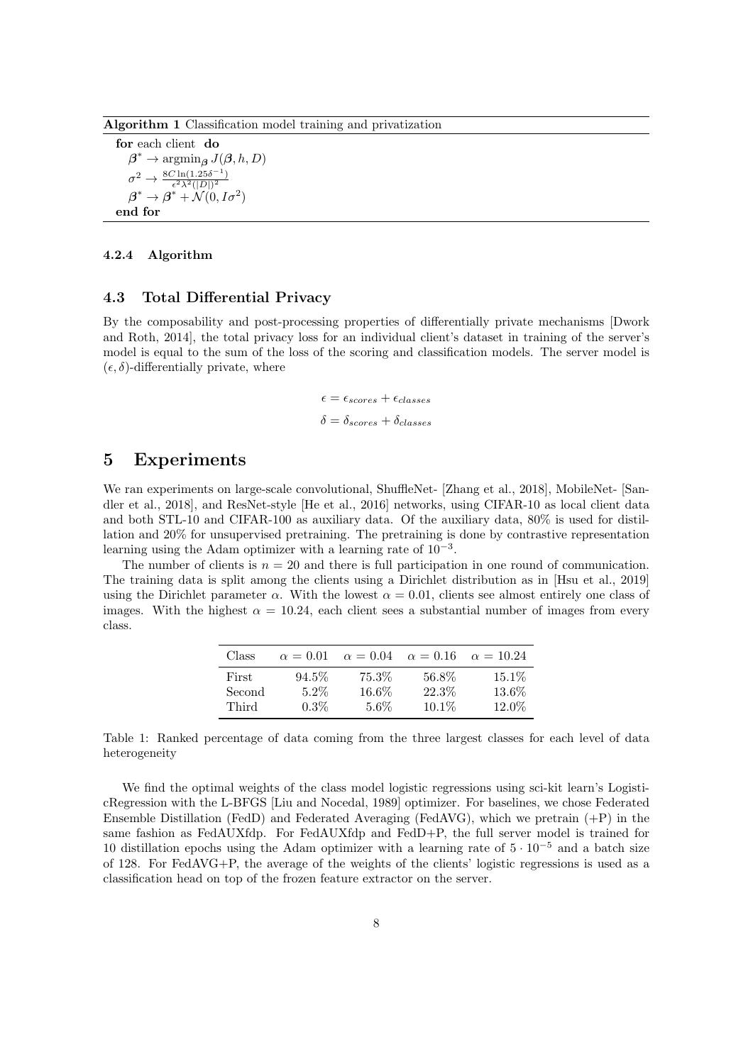**Algorithm 1** Classification model training and privatization

**for** each client **do**
  $\boldsymbol{\beta}^* \rightarrow \text{argmin}_{\boldsymbol{\beta}} J(\boldsymbol{\beta}, h, D)$
  $\sigma^2 \rightarrow \frac{8C \ln(1.25\delta^{-1})}{\epsilon^2 \lambda^2 (|D|)^2}$
  $\boldsymbol{\beta}^* \rightarrow \boldsymbol{\beta}^* + \mathcal{N}(0, I\sigma^2)$
**end for**

#### 4.2.4 Algorithm

### 4.3 Total Differential Privacy

By the composability and post-processing properties of differentially private mechanisms [Dwork and Roth, 2014], the total privacy loss for an individual client's dataset in training of the server's model is equal to the sum of the loss of the scoring and classification models. The server model is $(\epsilon, \delta)$-differentially private, where

$$\epsilon = \epsilon_{scores} + \epsilon_{classes}$$

$$\delta = \delta_{scores} + \delta_{classes}$$

## 5 Experiments

We ran experiments on large-scale convolutional, ShuffleNet- [Zhang et al., 2018], MobileNet- [Sandler et al., 2018], and ResNet-style [He et al., 2016] networks, using CIFAR-10 as local client data and both STL-10 and CIFAR-100 as auxiliary data. Of the auxiliary data, 80% is used for distillation and 20% for unsupervised pretraining. The pretraining is done by contrastive representation learning using the Adam optimizer with a learning rate of $10^{-3}$.

The number of clients is $n = 20$ and there is full participation in one round of communication. The training data is split among the clients using a Dirichlet distribution as in [Hsu et al., 2019] using the Dirichlet parameter $\alpha$. With the lowest $\alpha = 0.01$, clients see almost entirely one class of images. With the highest $\alpha = 10.24$, each client sees a substantial number of images from every class.

| Class | $\alpha = 0.01$ | $\alpha = 0.04$ | $\alpha = 0.16$ | $\alpha = 10.24$ |
|---|---|---|---|---|
| First | 94.5% | 75.3% | 56.8% | 15.1% |
| Second | 5.2% | 16.6% | 22.3% | 13.6% |
| Third | 0.3% | 5.6% | 10.1% | 12.0% |

Table 1: Ranked percentage of data coming from the three largest classes for each level of data heterogeneity

We find the optimal weights of the class model logistic regressions using sci-kit learn's LogisticRegression with the L-BFGS [Liu and Nocedal, 1989] optimizer. For baselines, we chose Federated Ensemble Distillation (FedD) and Federated Averaging (FedAVG), which we pretrain (+P) in the same fashion as FedAUXfdp. For FedAUXfdp and FedD+P, the full server model is trained for 10 distillation epochs using the Adam optimizer with a learning rate of $5 \cdot 10^{-5}$ and a batch size of 128. For FedAVG+P, the average of the weights of the clients' logistic regressions is used as a classification head on top of the frozen feature extractor on the server.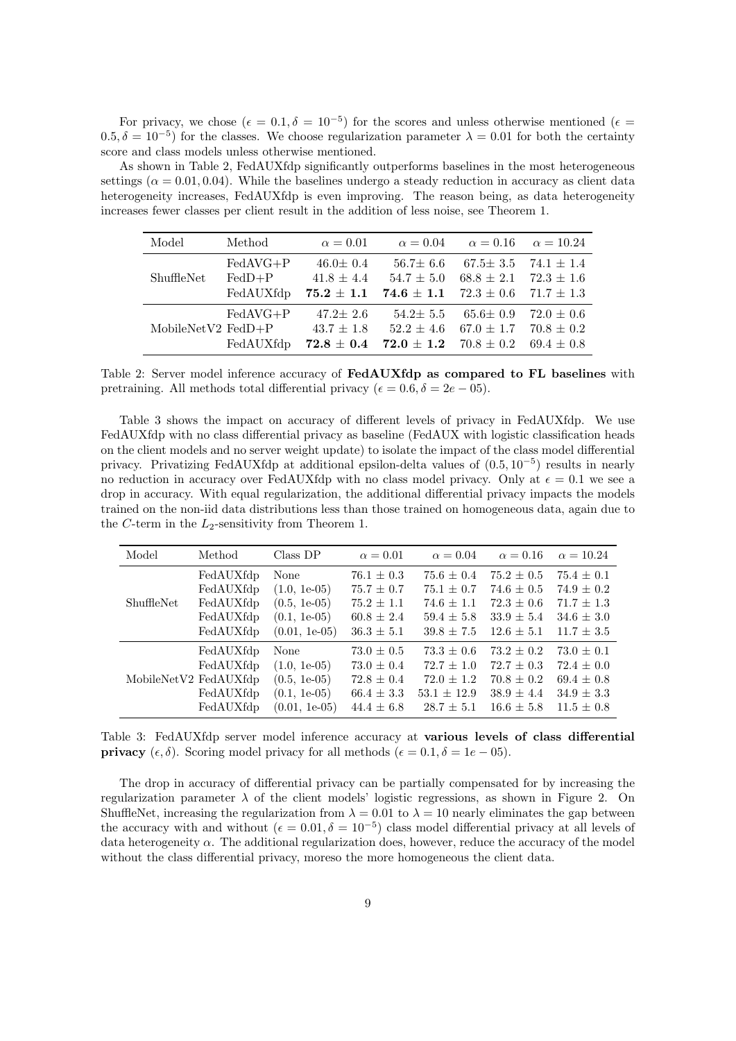For privacy, we chose ($\epsilon = 0.1, \delta = 10^{-5}$) for the scores and unless otherwise mentioned ($\epsilon = 0.5, \delta = 10^{-5}$) for the classes. We choose regularization parameter $\lambda = 0.01$ for both the certainty score and class models unless otherwise mentioned.

As shown in Table 2, FedAUXfdp significantly outperforms baselines in the most heterogeneous settings ($\alpha = 0.01, 0.04$). While the baselines undergo a steady reduction in accuracy as client data heterogeneity increases, FedAUXfdp is even improving. The reason being, as data heterogeneity increases fewer classes per client result in the addition of less noise, see Theorem 1.

| Model | Method | $\alpha = 0.01$ | $\alpha = 0.04$ | $\alpha = 0.16$ | $\alpha = 10.24$ |
|---|---|---|---|---|---|
| ShuffleNet | FedAVG+P | 46.0$\pm$ 0.4 | 56.7$\pm$ 6.6 | 67.5$\pm$ 3.5 | 74.1 $\pm$ 1.4 |
| | FedD+P | 41.8 $\pm$ 4.4 | 54.7 $\pm$ 5.0 | 68.8 $\pm$ 2.1 | 72.3 $\pm$ 1.6 |
| | FedAUXfdp | **75.2 $\pm$ 1.1** | **74.6 $\pm$ 1.1** | 72.3 $\pm$ 0.6 | 71.7 $\pm$ 1.3 |
| MobileNetV2 | FedAVG+P | 47.2$\pm$ 2.6 | 54.2$\pm$ 5.5 | 65.6$\pm$ 0.9 | 72.0 $\pm$ 0.6 |
| | FedD+P | 43.7 $\pm$ 1.8 | 52.2 $\pm$ 4.6 | 67.0 $\pm$ 1.7 | 70.8 $\pm$ 0.2 |
| | FedAUXfdp | **72.8 $\pm$ 0.4** | **72.0 $\pm$ 1.2** | 70.8 $\pm$ 0.2 | 69.4 $\pm$ 0.8 |

Table 2: Server model inference accuracy of **FedAUXfdp as compared to FL baselines** with pretraining. All methods total differential privacy ($\epsilon = 0.6, \delta = 2e-05$).

Table 3 shows the impact on accuracy of different levels of privacy in FedAUXfdp. We use FedAUXfdp with no class differential privacy as baseline (FedAUX with logistic classification heads on the client models and no server weight update) to isolate the impact of the class model differential privacy. Privatizing FedAUXfdp at additional epsilon-delta values of $(0.5, 10^{-5})$ results in nearly no reduction in accuracy over FedAUXfdp with no class model privacy. Only at $\epsilon = 0.1$ we see a drop in accuracy. With equal regularization, the additional differential privacy impacts the models trained on the non-iid data distributions less than those trained on homogeneous data, again due to the $C$-term in the $L_2$-sensitivity from Theorem 1.

| Model | Method | Class DP | $\alpha = 0.01$ | $\alpha = 0.04$ | $\alpha = 0.16$ | $\alpha = 10.24$ |
|---|---|---|---|---|---|---|
| ShuffleNet | FedAUXfdp | None | 76.1 $\pm$ 0.3 | 75.6 $\pm$ 0.4 | 75.2 $\pm$ 0.5 | 75.4 $\pm$ 0.1 |
| | FedAUXfdp | (1.0, 1e-05) | 75.7 $\pm$ 0.7 | 75.1 $\pm$ 0.7 | 74.6 $\pm$ 0.5 | 74.9 $\pm$ 0.2 |
| | FedAUXfdp | (0.5, 1e-05) | 75.2 $\pm$ 1.1 | 74.6 $\pm$ 1.1 | 72.3 $\pm$ 0.6 | 71.7 $\pm$ 1.3 |
| | FedAUXfdp | (0.1, 1e-05) | 60.8 $\pm$ 2.4 | 59.4 $\pm$ 5.8 | 33.9 $\pm$ 5.4 | 34.6 $\pm$ 3.0 |
| | FedAUXfdp | (0.01, 1e-05) | 36.3 $\pm$ 5.1 | 39.8 $\pm$ 7.5 | 12.6 $\pm$ 5.1 | 11.7 $\pm$ 3.5 |
| MobileNetV2 | FedAUXfdp | None | 73.0 $\pm$ 0.5 | 73.3 $\pm$ 0.6 | 73.2 $\pm$ 0.2 | 73.0 $\pm$ 0.1 |
| | FedAUXfdp | (1.0, 1e-05) | 73.0 $\pm$ 0.4 | 72.7 $\pm$ 1.0 | 72.7 $\pm$ 0.3 | 72.4 $\pm$ 0.0 |
| | FedAUXfdp | (0.5, 1e-05) | 72.8 $\pm$ 0.4 | 72.0 $\pm$ 1.2 | 70.8 $\pm$ 0.2 | 69.4 $\pm$ 0.8 |
| | FedAUXfdp | (0.1, 1e-05) | 66.4 $\pm$ 3.3 | 53.1 $\pm$ 12.9 | 38.9 $\pm$ 4.4 | 34.9 $\pm$ 3.3 |
| | FedAUXfdp | (0.01, 1e-05) | 44.4 $\pm$ 6.8 | 28.7 $\pm$ 5.1 | 16.6 $\pm$ 5.8 | 11.5 $\pm$ 0.8 |

Table 3: FedAUXfdp server model inference accuracy at **various levels of class differential privacy** $(\epsilon, \delta)$. Scoring model privacy for all methods ($\epsilon = 0.1, \delta = 1e-05$).

The drop in accuracy of differential privacy can be partially compensated for by increasing the regularization parameter $\lambda$ of the client models' logistic regressions, as shown in Figure 2. On ShuffleNet, increasing the regularization from $\lambda = 0.01$ to $\lambda = 10$ nearly eliminates the gap between the accuracy with and without ($\epsilon = 0.01, \delta = 10^{-5}$) class model differential privacy at all levels of data heterogeneity $\alpha$. The additional regularization does, however, reduce the accuracy of the model without the class differential privacy, moreso the more homogeneous the client data.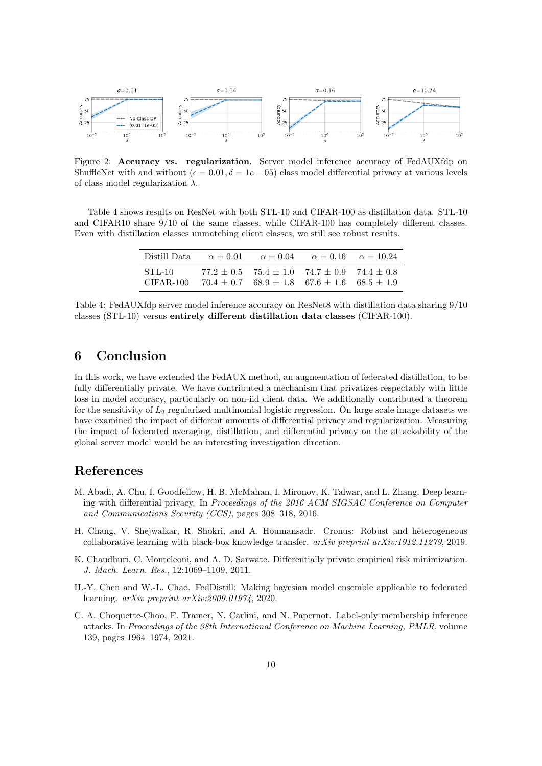Figure 2: **Accuracy vs. regularization**. Server model inference accuracy of FedAUXfdp on ShuffleNet with and without ($\epsilon = 0.01, \delta = 1e-05$) class model differential privacy at various levels of class model regularization $\lambda$.

Table 4 shows results on ResNet with both STL-10 and CIFAR-100 as distillation data. STL-10 and CIFAR10 share 9/10 of the same classes, while CIFAR-100 has completely different classes. Even with distillation classes unmatching client classes, we still see robust results.

| Distill Data | $\alpha = 0.01$ | $\alpha = 0.04$ | $\alpha = 0.16$ | $\alpha = 10.24$ |
|---|---|---|---|---|
| STL-10 | $77.2 \pm 0.5$ | $75.4 \pm 1.0$ | $74.7 \pm 0.9$ | $74.4 \pm 0.8$ |
| CIFAR-100 | $70.4 \pm 0.7$ | $68.9 \pm 1.8$ | $67.6 \pm 1.6$ | $68.5 \pm 1.9$ |

Table 4: FedAUXfdp server model inference accuracy on ResNet8 with distillation data sharing 9/10 classes (STL-10) versus **entirely different distillation data classes** (CIFAR-100).

## 6 Conclusion

In this work, we have extended the FedAUX method, an augmentation of federated distillation, to be fully differentially private. We have contributed a mechanism that privatizes respectably with little loss in model accuracy, particularly on non-iid client data. We additionally contributed a theorem for the sensitivity of $L_2$ regularized multinomial logistic regression. On large scale image datasets we have examined the impact of different amounts of differential privacy and regularization. Measuring the impact of federated averaging, distillation, and differential privacy on the attackability of the global server model would be an interesting investigation direction.

## References

M. Abadi, A. Chu, I. Goodfellow, H. B. McMahan, I. Mironov, K. Talwar, and L. Zhang. Deep learning with differential privacy. In *Proceedings of the 2016 ACM SIGSAC Conference on Computer and Communications Security (CCS)*, pages 308–318, 2016.

H. Chang, V. Shejwalkar, R. Shokri, and A. Houmansadr. Cronus: Robust and heterogeneous collaborative learning with black-box knowledge transfer. *arXiv preprint arXiv:1912.11279*, 2019.

K. Chaudhuri, C. Monteleoni, and A. D. Sarwate. Differentially private empirical risk minimization. *J. Mach. Learn. Res.*, 12:1069–1109, 2011.

H.-Y. Chen and W.-L. Chao. FedDistill: Making bayesian model ensemble applicable to federated learning. *arXiv preprint arXiv:2009.01974*, 2020.

C. A. Choquette-Choo, F. Tramer, N. Carlini, and N. Papernot. Label-only membership inference attacks. In *Proceedings of the 38th International Conference on Machine Learning, PMLR*, volume 139, pages 1964–1974, 2021.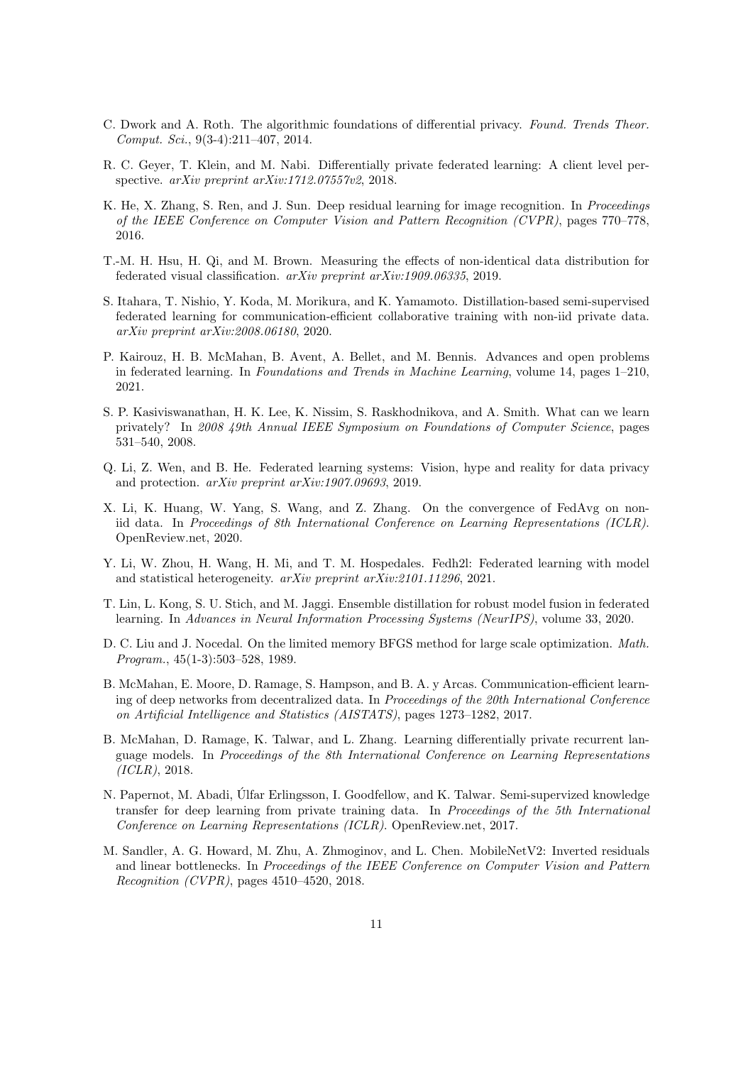C. Dwork and A. Roth. The algorithmic foundations of differential privacy. *Found. Trends Theor. Comput. Sci.*, 9(3-4):211–407, 2014.

R. C. Geyer, T. Klein, and M. Nabi. Differentially private federated learning: A client level perspective. *arXiv preprint arXiv:1712.07557v2*, 2018.

K. He, X. Zhang, S. Ren, and J. Sun. Deep residual learning for image recognition. In *Proceedings of the IEEE Conference on Computer Vision and Pattern Recognition (CVPR)*, pages 770–778, 2016.

T.-M. H. Hsu, H. Qi, and M. Brown. Measuring the effects of non-identical data distribution for federated visual classification. *arXiv preprint arXiv:1909.06335*, 2019.

S. Itahara, T. Nishio, Y. Koda, M. Morikura, and K. Yamamoto. Distillation-based semi-supervised federated learning for communication-efficient collaborative training with non-iid private data. *arXiv preprint arXiv:2008.06180*, 2020.

P. Kairouz, H. B. McMahan, B. Avent, A. Bellet, and M. Bennis. Advances and open problems in federated learning. In *Foundations and Trends in Machine Learning*, volume 14, pages 1–210, 2021.

S. P. Kasiviswanathan, H. K. Lee, K. Nissim, S. Raskhodnikova, and A. Smith. What can we learn privately? In *2008 49th Annual IEEE Symposium on Foundations of Computer Science*, pages 531–540, 2008.

Q. Li, Z. Wen, and B. He. Federated learning systems: Vision, hype and reality for data privacy and protection. *arXiv preprint arXiv:1907.09693*, 2019.

X. Li, K. Huang, W. Yang, S. Wang, and Z. Zhang. On the convergence of FedAvg on non-iid data. In *Proceedings of 8th International Conference on Learning Representations (ICLR)*. OpenReview.net, 2020.

Y. Li, W. Zhou, H. Wang, H. Mi, and T. M. Hospedales. Fedh2l: Federated learning with model and statistical heterogeneity. *arXiv preprint arXiv:2101.11296*, 2021.

T. Lin, L. Kong, S. U. Stich, and M. Jaggi. Ensemble distillation for robust model fusion in federated learning. In *Advances in Neural Information Processing Systems (NeurIPS)*, volume 33, 2020.

D. C. Liu and J. Nocedal. On the limited memory BFGS method for large scale optimization. *Math. Program.*, 45(1-3):503–528, 1989.

B. McMahan, E. Moore, D. Ramage, S. Hampson, and B. A. y Arcas. Communication-efficient learning of deep networks from decentralized data. In *Proceedings of the 20th International Conference on Artificial Intelligence and Statistics (AISTATS)*, pages 1273–1282, 2017.

B. McMahan, D. Ramage, K. Talwar, and L. Zhang. Learning differentially private recurrent language models. In *Proceedings of the 8th International Conference on Learning Representations (ICLR)*, 2018.

N. Papernot, M. Abadi, Úlfar Erlingsson, I. Goodfellow, and K. Talwar. Semi-supervized knowledge transfer for deep learning from private training data. In *Proceedings of the 5th International Conference on Learning Representations (ICLR)*. OpenReview.net, 2017.

M. Sandler, A. G. Howard, M. Zhu, A. Zhmoginov, and L. Chen. MobileNetV2: Inverted residuals and linear bottlenecks. In *Proceedings of the IEEE Conference on Computer Vision and Pattern Recognition (CVPR)*, pages 4510–4520, 2018.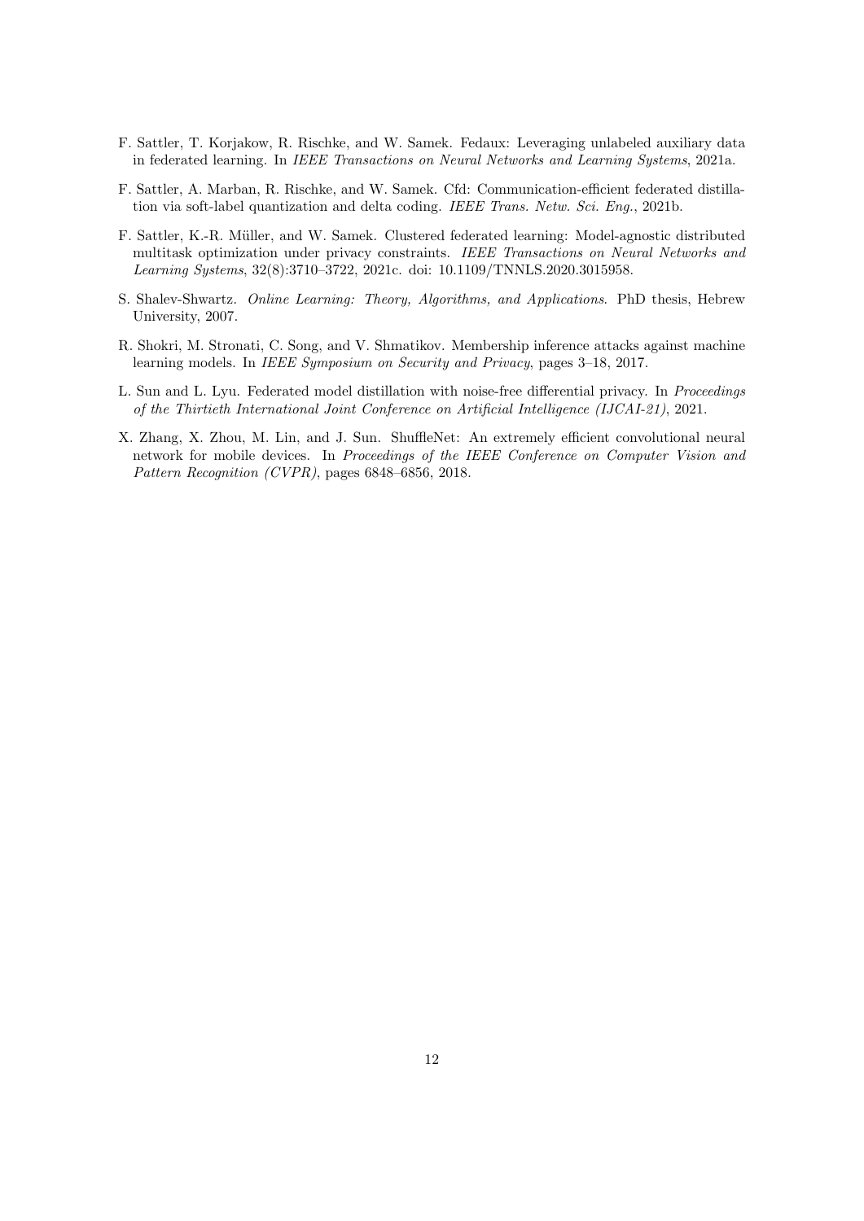F. Sattler, T. Korjakow, R. Rischke, and W. Samek. Fedaux: Leveraging unlabeled auxiliary data in federated learning. In *IEEE Transactions on Neural Networks and Learning Systems*, 2021a.

F. Sattler, A. Marban, R. Rischke, and W. Samek. Cfd: Communication-efficient federated distillation via soft-label quantization and delta coding. *IEEE Trans. Netw. Sci. Eng.*, 2021b.

F. Sattler, K.-R. Müller, and W. Samek. Clustered federated learning: Model-agnostic distributed multitask optimization under privacy constraints. *IEEE Transactions on Neural Networks and Learning Systems*, 32(8):3710–3722, 2021c. doi: 10.1109/TNNLS.2020.3015958.

S. Shalev-Shwartz. *Online Learning: Theory, Algorithms, and Applications*. PhD thesis, Hebrew University, 2007.

R. Shokri, M. Stronati, C. Song, and V. Shmatikov. Membership inference attacks against machine learning models. In *IEEE Symposium on Security and Privacy*, pages 3–18, 2017.

L. Sun and L. Lyu. Federated model distillation with noise-free differential privacy. In *Proceedings of the Thirtieth International Joint Conference on Artificial Intelligence (IJCAI-21)*, 2021.

X. Zhang, X. Zhou, M. Lin, and J. Sun. ShuffleNet: An extremely efficient convolutional neural network for mobile devices. In *Proceedings of the IEEE Conference on Computer Vision and Pattern Recognition (CVPR)*, pages 6848–6856, 2018.